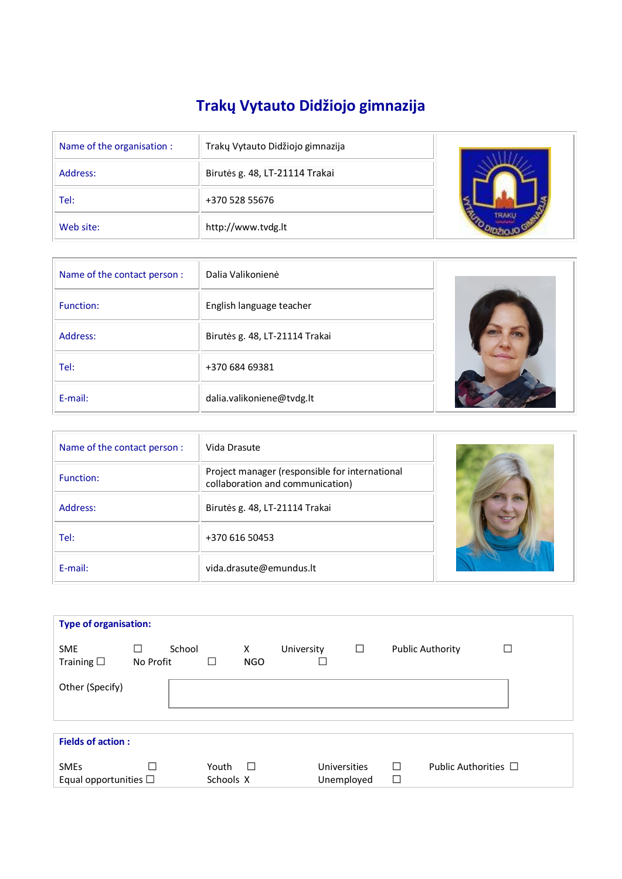# Trakų Vytauto Didžiojo gimnazija

| Name of the organisation : | Trakų Vytauto Didžiojo gimnazija |
|---|---|
| Address: | Birutės g. 48, LT-21114 Trakai |
| Tel: | +370 528 55676 |
| Web site: | http://www.tvdg.lt |

| Name of the contact person : | Dalia Valikonienė |
|---|---|
| Function: | English language teacher |
| Address: | Birutės g. 48, LT-21114 Trakai |
| Tel: | +370 684 69381 |
| E-mail: | dalia.valikoniene@tvdg.lt |

| Name of the contact person : | Vida Drasute |
|---|---|
| Function: | Project manager (responsible for international collaboration and communication) |
| Address: | Birutės g. 48, LT-21114 Trakai |
| Tel: | +370 616 50453 |
| E-mail: | vida.drasute@emundus.lt |

**Type of organisation:**

SME ☐ School X University ☐ Public Authority ☐
Training ☐ No Profit ☐ NGO ☐

Other (Specify)

**Fields of action :**

SMEs ☐ Youth ☐ Universities ☐ Public Authorities ☐
Equal opportunities ☐ Schools X Unemployed ☐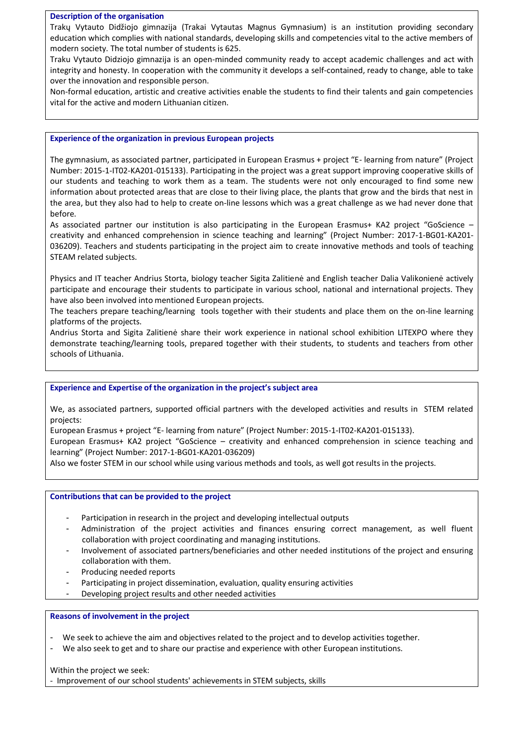## Description of the organisation

Trakų Vytauto Didžiojo gimnazija (Trakai Vytautas Magnus Gymnasium) is an institution providing secondary education which complies with national standards, developing skills and competencies vital to the active members of modern society. The total number of students is 625.

Traku Vytauto Didziojo gimnazija is an open-minded community ready to accept academic challenges and act with integrity and honesty. In cooperation with the community it develops a self-contained, ready to change, able to take over the innovation and responsible person.

Non-formal education, artistic and creative activities enable the students to find their talents and gain competencies vital for the active and modern Lithuanian citizen.

## Experience of the organization in previous European projects

The gymnasium, as associated partner, participated in European Erasmus + project "E- learning from nature" (Project Number: 2015-1-IT02-KA201-015133). Participating in the project was a great support improving cooperative skills of our students and teaching to work them as a team. The students were not only encouraged to find some new information about protected areas that are close to their living place, the plants that grow and the birds that nest in the area, but they also had to help to create on-line lessons which was a great challenge as we had never done that before.

As associated partner our institution is also participating in the European Erasmus+ KA2 project "GoScience – creativity and enhanced comprehension in science teaching and learning" (Project Number: 2017-1-BG01-KA201-036209). Teachers and students participating in the project aim to create innovative methods and tools of teaching STEAM related subjects.

Physics and IT teacher Andrius Storta, biology teacher Sigita Zalitienė and English teacher Dalia Valikonienė actively participate and encourage their students to participate in various school, national and international projects. They have also been involved into mentioned European projects.

The teachers prepare teaching/learning tools together with their students and place them on the on-line learning platforms of the projects.

Andrius Storta and Sigita Zalitienė share their work experience in national school exhibition LITEXPO where they demonstrate teaching/learning tools, prepared together with their students, to students and teachers from other schools of Lithuania.

## Experience and Expertise of the organization in the project's subject area

We, as associated partners, supported official partners with the developed activities and results in STEM related projects:

European Erasmus + project "E- learning from nature" (Project Number: 2015-1-IT02-KA201-015133).

European Erasmus+ KA2 project "GoScience – creativity and enhanced comprehension in science teaching and learning" (Project Number: 2017-1-BG01-KA201-036209)

Also we foster STEM in our school while using various methods and tools, as well got results in the projects.

## Contributions that can be provided to the project

- Participation in research in the project and developing intellectual outputs
- Administration of the project activities and finances ensuring correct management, as well fluent collaboration with project coordinating and managing institutions.
- Involvement of associated partners/beneficiaries and other needed institutions of the project and ensuring collaboration with them.
- Producing needed reports
- Participating in project dissemination, evaluation, quality ensuring activities
- Developing project results and other needed activities

## Reasons of involvement in the project

- We seek to achieve the aim and objectives related to the project and to develop activities together.
- We also seek to get and to share our practise and experience with other European institutions.

Within the project we seek:

- Improvement of our school students' achievements in STEM subjects, skills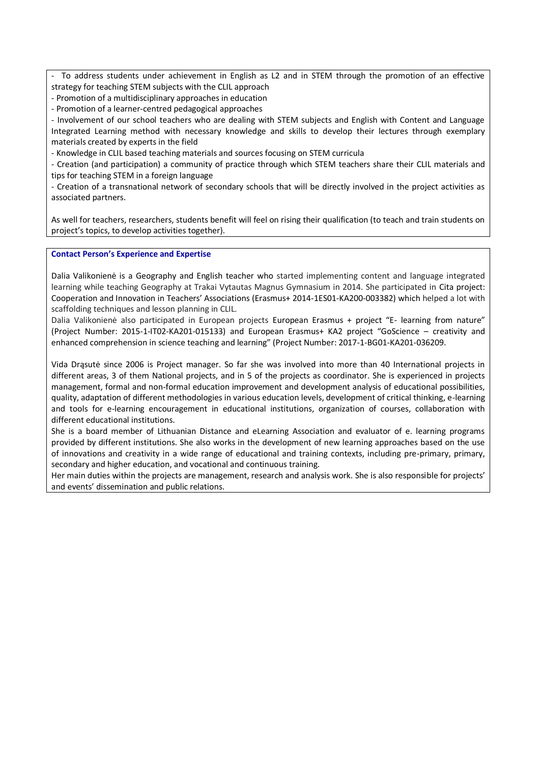- To address students under achievement in English as L2 and in STEM through the promotion of an effective strategy for teaching STEM subjects with the CLIL approach
- Promotion of a multidisciplinary approaches in education
- Promotion of a learner-centred pedagogical approaches
- Involvement of our school teachers who are dealing with STEM subjects and English with Content and Language Integrated Learning method with necessary knowledge and skills to develop their lectures through exemplary materials created by experts in the field
- Knowledge in CLIL based teaching materials and sources focusing on STEM curricula
- Creation (and participation) a community of practice through which STEM teachers share their CLIL materials and tips for teaching STEM in a foreign language
- Creation of a transnational network of secondary schools that will be directly involved in the project activities as associated partners.

As well for teachers, researchers, students benefit will feel on rising their qualification (to teach and train students on project's topics, to develop activities together).

**Contact Person's Experience and Expertise**

Dalia Valikonienė is a Geography and English teacher who started implementing content and language integrated learning while teaching Geography at Trakai Vytautas Magnus Gymnasium in 2014. She participated in Cita project: Cooperation and Innovation in Teachers' Associations (Erasmus+ 2014-1ES01-KA200-003382) which helped a lot with scaffolding techniques and lesson planning in CLIL.
Dalia Valikonienė also participated in European projects European Erasmus + project "E- learning from nature" (Project Number: 2015-1-IT02-KA201-015133) and European Erasmus+ KA2 project "GoScience – creativity and enhanced comprehension in science teaching and learning" (Project Number: 2017-1-BG01-KA201-036209.

Vida Drąsutė since 2006 is Project manager. So far she was involved into more than 40 International projects in different areas, 3 of them National projects, and in 5 of the projects as coordinator. She is experienced in projects management, formal and non-formal education improvement and development analysis of educational possibilities, quality, adaptation of different methodologies in various education levels, development of critical thinking, e-learning and tools for e-learning encouragement in educational institutions, organization of courses, collaboration with different educational institutions.
She is a board member of Lithuanian Distance and eLearning Association and evaluator of e. learning programs provided by different institutions. She also works in the development of new learning approaches based on the use of innovations and creativity in a wide range of educational and training contexts, including pre-primary, primary, secondary and higher education, and vocational and continuous training.
Her main duties within the projects are management, research and analysis work. She is also responsible for projects' and events' dissemination and public relations.